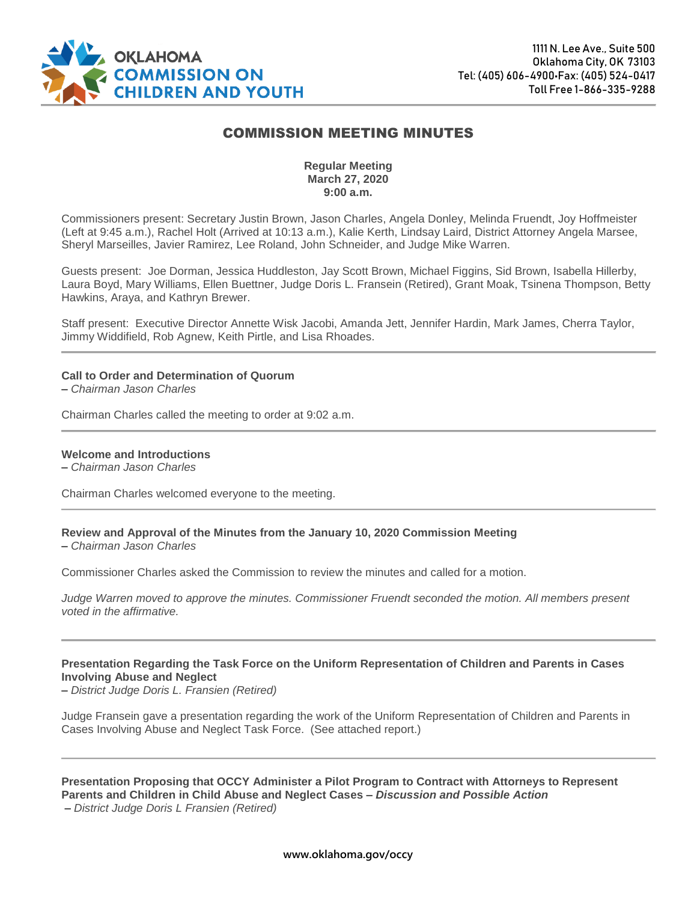# COMMISSION MEETING MINUTES

**Regular Meeting**
**March 27, 2020**
**9:00 a.m.**

Commissioners present: Secretary Justin Brown, Jason Charles, Angela Donley, Melinda Fruendt, Joy Hoffmeister (Left at 9:45 a.m.), Rachel Holt (Arrived at 10:13 a.m.), Kalie Kerth, Lindsay Laird, District Attorney Angela Marsee, Sheryl Marseilles, Javier Ramirez, Lee Roland, John Schneider, and Judge Mike Warren.

Guests present: Joe Dorman, Jessica Huddleston, Jay Scott Brown, Michael Figgins, Sid Brown, Isabella Hillerby, Laura Boyd, Mary Williams, Ellen Buettner, Judge Doris L. Fransein (Retired), Grant Moak, Tsinena Thompson, Betty Hawkins, Araya, and Kathryn Brewer.

Staff present: Executive Director Annette Wisk Jacobi, Amanda Jett, Jennifer Hardin, Mark James, Cherra Taylor, Jimmy Widdifield, Rob Agnew, Keith Pirtle, and Lisa Rhoades.

---

**Call to Order and Determination of Quorum**
**–** *Chairman Jason Charles*

Chairman Charles called the meeting to order at 9:02 a.m.

---

**Welcome and Introductions**
**–** *Chairman Jason Charles*

Chairman Charles welcomed everyone to the meeting.

---

**Review and Approval of the Minutes from the January 10, 2020 Commission Meeting**
**–** *Chairman Jason Charles*

Commissioner Charles asked the Commission to review the minutes and called for a motion.

*Judge Warren moved to approve the minutes. Commissioner Fruendt seconded the motion. All members present voted in the affirmative.*

---

**Presentation Regarding the Task Force on the Uniform Representation of Children and Parents in Cases Involving Abuse and Neglect**
**–** *District Judge Doris L. Fransien (Retired)*

Judge Fransein gave a presentation regarding the work of the Uniform Representation of Children and Parents in Cases Involving Abuse and Neglect Task Force. (See attached report.)

---

**Presentation Proposing that OCCY Administer a Pilot Program to Contract with Attorneys to Represent Parents and Children in Child Abuse and Neglect Cases –** ***Discussion and Possible Action***
**–** *District Judge Doris L Fransien (Retired)*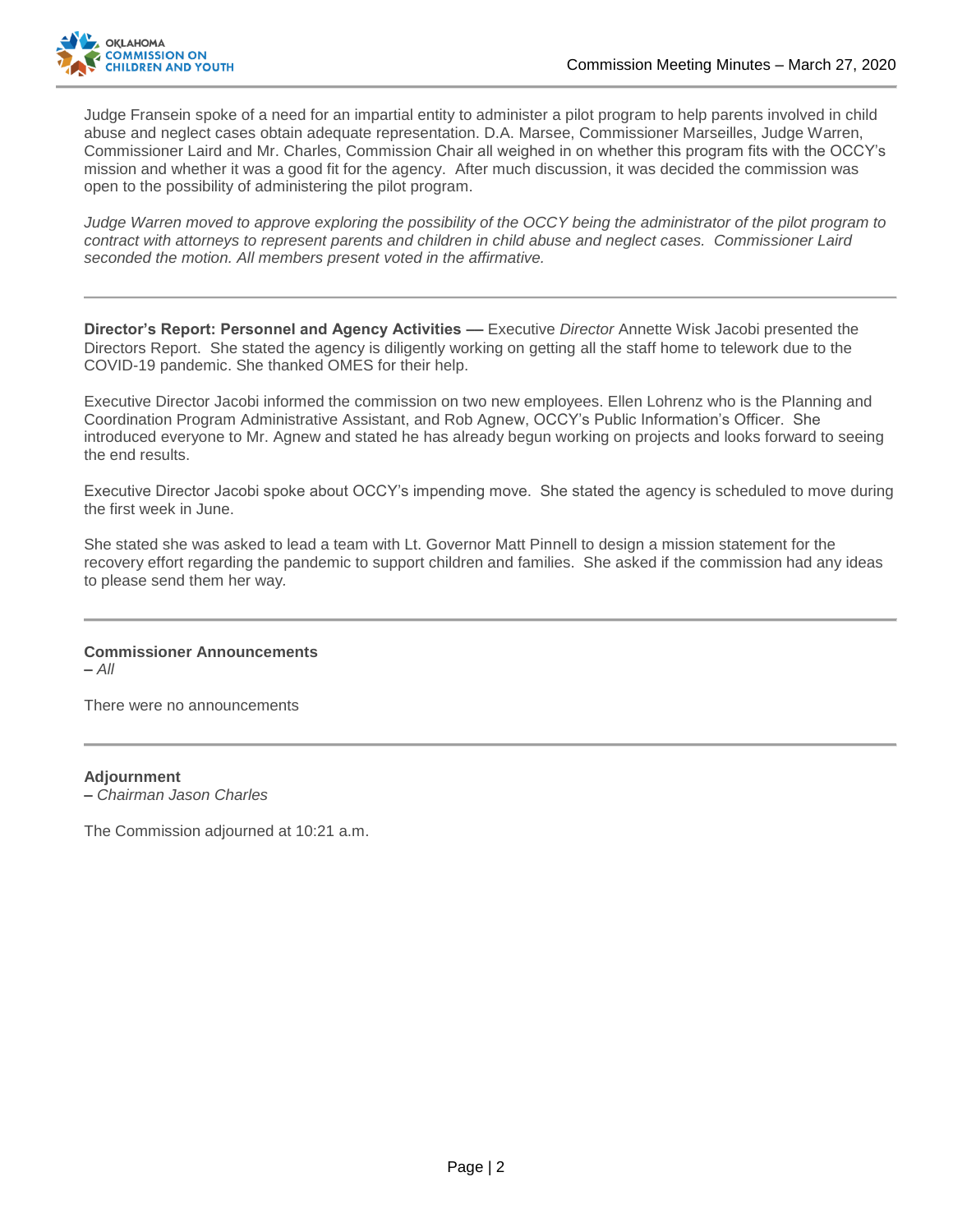Judge Fransein spoke of a need for an impartial entity to administer a pilot program to help parents involved in child abuse and neglect cases obtain adequate representation. D.A. Marsee, Commissioner Marseilles, Judge Warren, Commissioner Laird and Mr. Charles, Commission Chair all weighed in on whether this program fits with the OCCY's mission and whether it was a good fit for the agency. After much discussion, it was decided the commission was open to the possibility of administering the pilot program.

*Judge Warren moved to approve exploring the possibility of the OCCY being the administrator of the pilot program to contract with attorneys to represent parents and children in child abuse and neglect cases. Commissioner Laird seconded the motion. All members present voted in the affirmative.*

---

**Director's Report: Personnel and Agency Activities —** Executive *Director* Annette Wisk Jacobi presented the Directors Report. She stated the agency is diligently working on getting all the staff home to telework due to the COVID-19 pandemic. She thanked OMES for their help.

Executive Director Jacobi informed the commission on two new employees. Ellen Lohrenz who is the Planning and Coordination Program Administrative Assistant, and Rob Agnew, OCCY's Public Information's Officer. She introduced everyone to Mr. Agnew and stated he has already begun working on projects and looks forward to seeing the end results.

Executive Director Jacobi spoke about OCCY's impending move. She stated the agency is scheduled to move during the first week in June.

She stated she was asked to lead a team with Lt. Governor Matt Pinnell to design a mission statement for the recovery effort regarding the pandemic to support children and families. She asked if the commission had any ideas to please send them her way.

---

**Commissioner Announcements**
**–** *All*

There were no announcements

---

**Adjournment**
**–** *Chairman Jason Charles*

The Commission adjourned at 10:21 a.m.